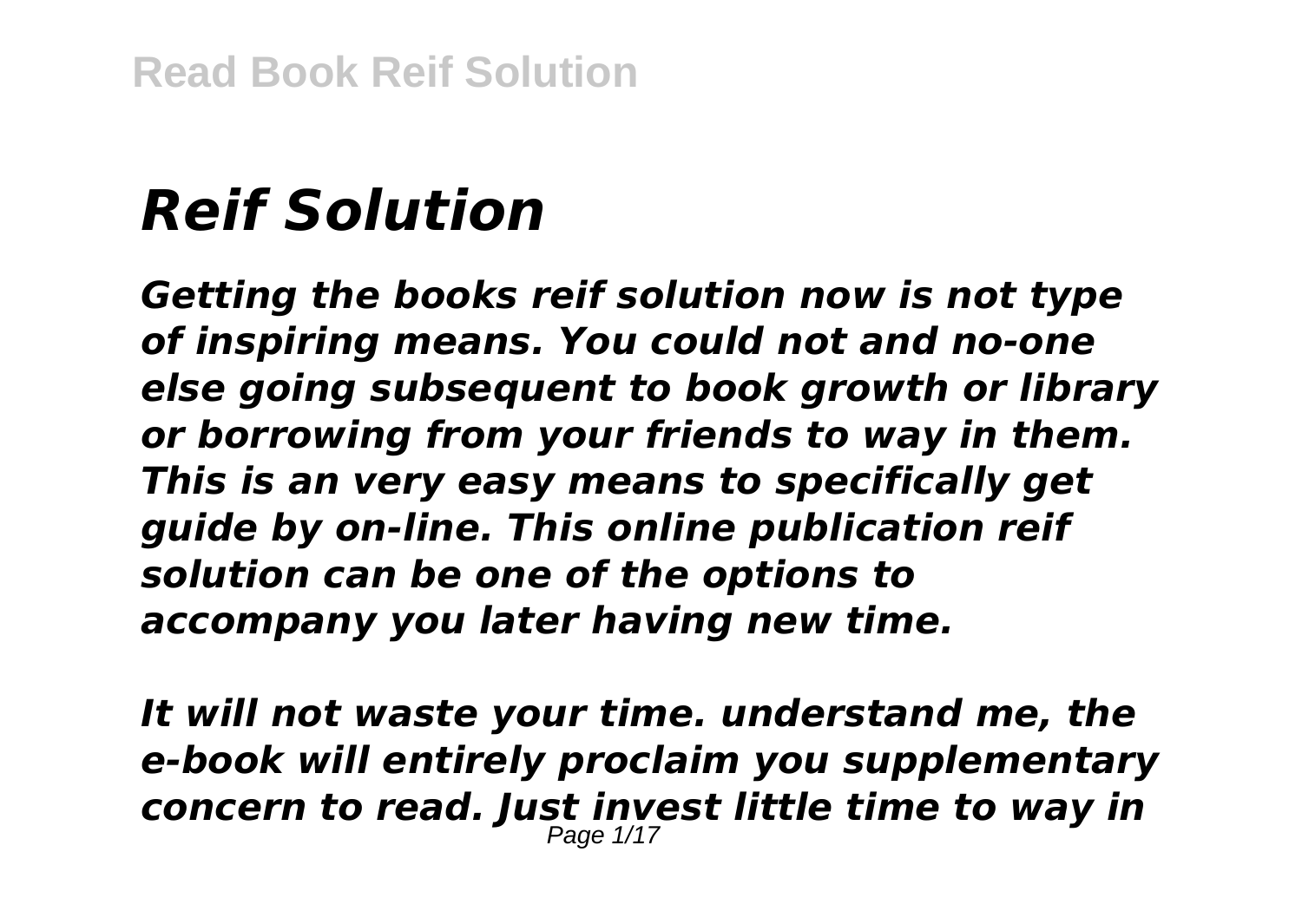# *Reif Solution*

***Getting the books reif solution now is not type of inspiring means. You could not and no-one else going subsequent to book growth or library or borrowing from your friends to way in them. This is an very easy means to specifically get guide by on-line. This online publication reif solution can be one of the options to accompany you later having new time.***

***It will not waste your time. understand me, the e-book will entirely proclaim you supplementary concern to read. Just invest little time to way in***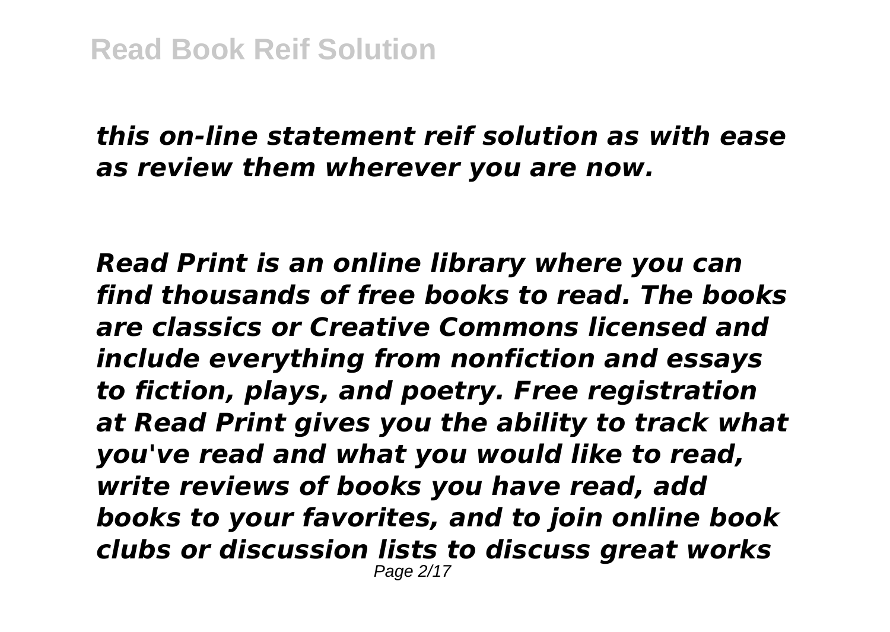*this on-line statement reif solution as with ease as review them wherever you are now.*

*Read Print is an online library where you can find thousands of free books to read. The books are classics or Creative Commons licensed and include everything from nonfiction and essays to fiction, plays, and poetry. Free registration at Read Print gives you the ability to track what you've read and what you would like to read, write reviews of books you have read, add books to your favorites, and to join online book clubs or discussion lists to discuss great works*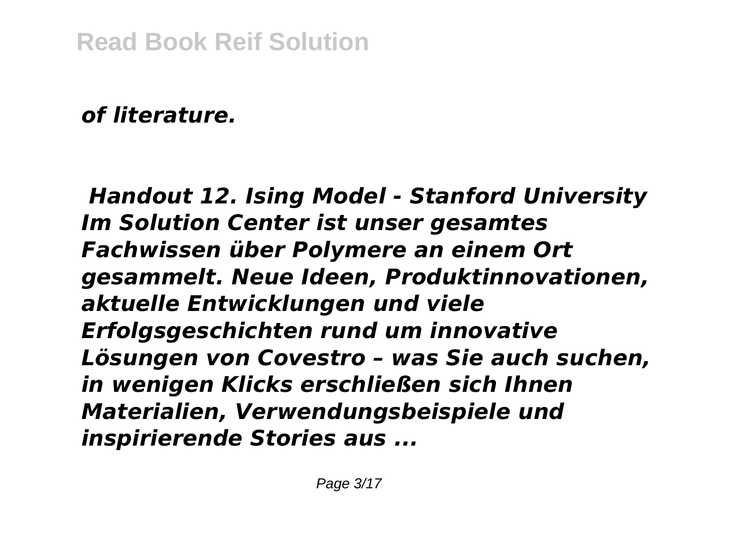*of literature.*

***Handout 12. Ising Model - Stanford University***

***Im Solution Center ist unser gesamtes Fachwissen über Polymere an einem Ort gesammelt. Neue Ideen, Produktinnovationen, aktuelle Entwicklungen und viele Erfolgsgeschichten rund um innovative Lösungen von Covestro – was Sie auch suchen, in wenigen Klicks erschließen sich Ihnen Materialien, Verwendungsbeispiele und inspirierende Stories aus ...***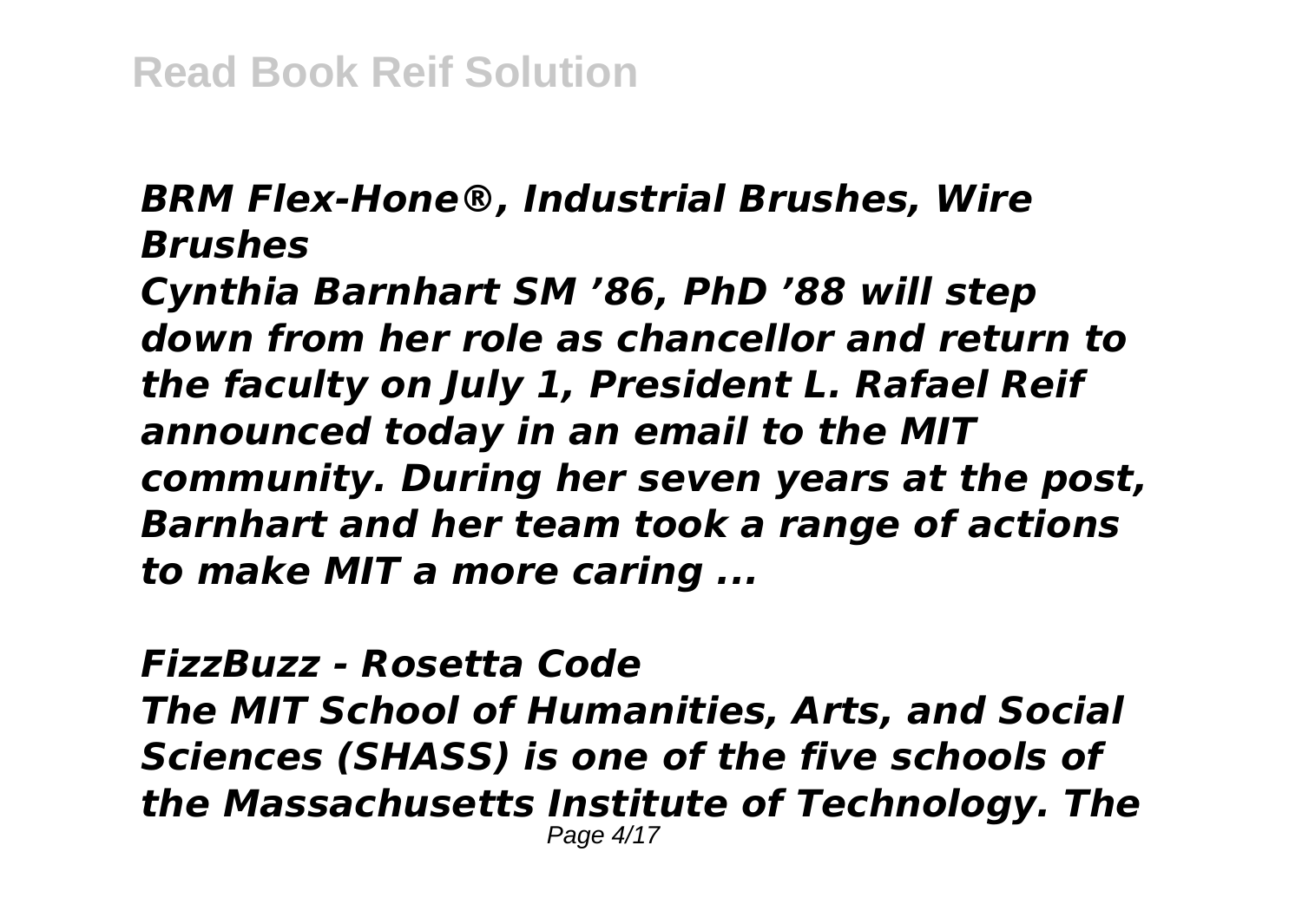*BRM Flex-Hone®, Industrial Brushes, Wire Brushes*

*Cynthia Barnhart SM ’86, PhD ’88 will step down from her role as chancellor and return to the faculty on July 1, President L. Rafael Reif announced today in an email to the MIT community. During her seven years at the post, Barnhart and her team took a range of actions to make MIT a more caring ...*

*FizzBuzz - Rosetta Code*

*The MIT School of Humanities, Arts, and Social Sciences (SHASS) is one of the five schools of the Massachusetts Institute of Technology. The*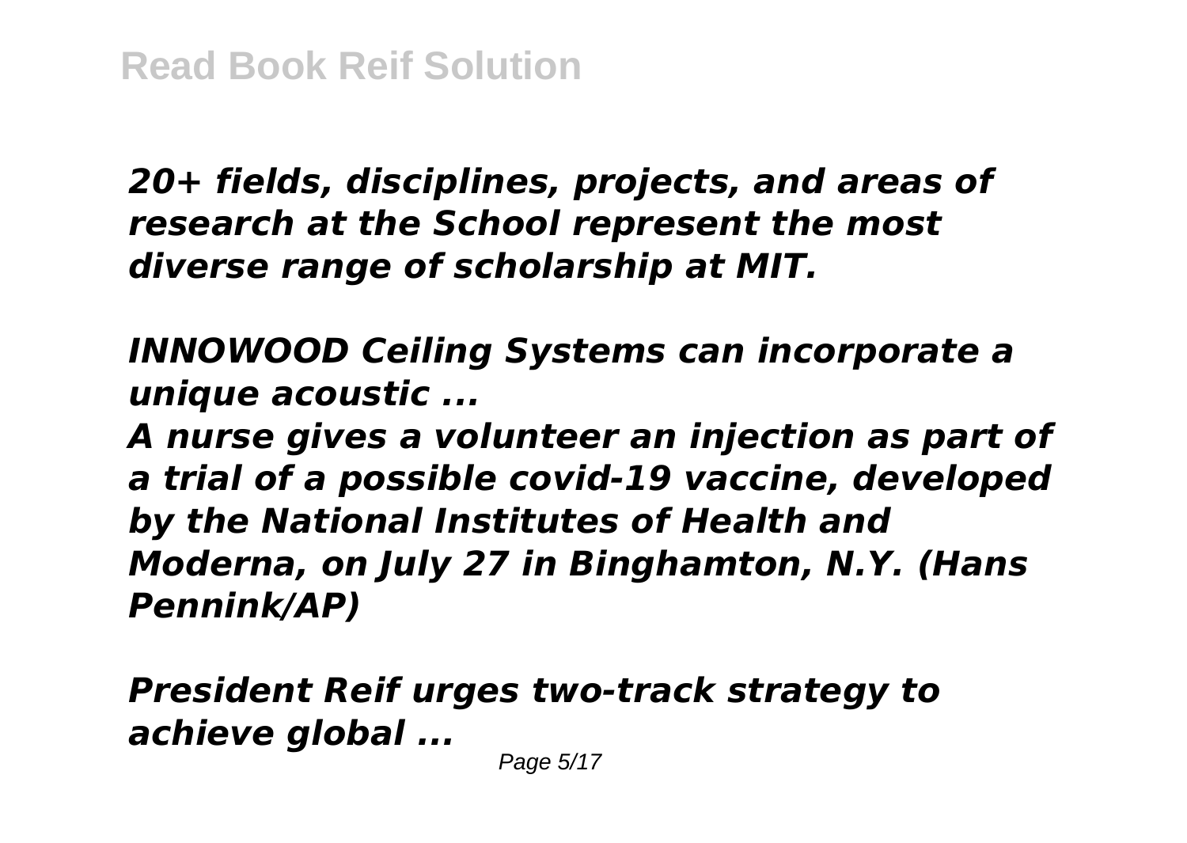*20+ fields, disciplines, projects, and areas of research at the School represent the most diverse range of scholarship at MIT.*

***INNOWOOD Ceiling Systems can incorporate a unique acoustic ...***

***A nurse gives a volunteer an injection as part of a trial of a possible covid-19 vaccine, developed by the National Institutes of Health and Moderna, on July 27 in Binghamton, N.Y. (Hans Pennink/AP)***

***President Reif urges two-track strategy to achieve global ...***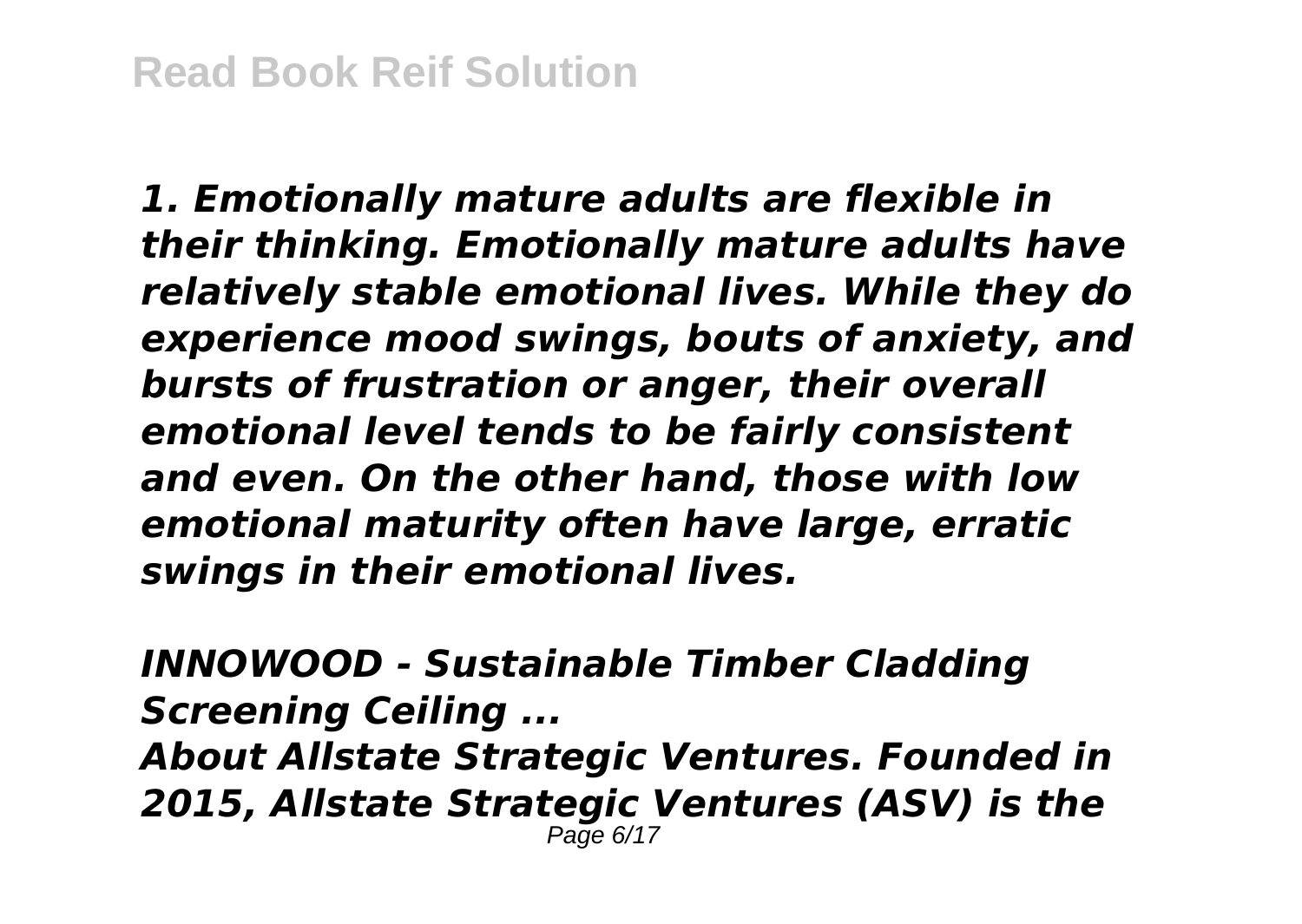*1. Emotionally mature adults are flexible in their thinking. Emotionally mature adults have relatively stable emotional lives. While they do experience mood swings, bouts of anxiety, and bursts of frustration or anger, their overall emotional level tends to be fairly consistent and even. On the other hand, those with low emotional maturity often have large, erratic swings in their emotional lives.*

*INNOWOOD - Sustainable Timber Cladding Screening Ceiling ...*

*About Allstate Strategic Ventures. Founded in 2015, Allstate Strategic Ventures (ASV) is the*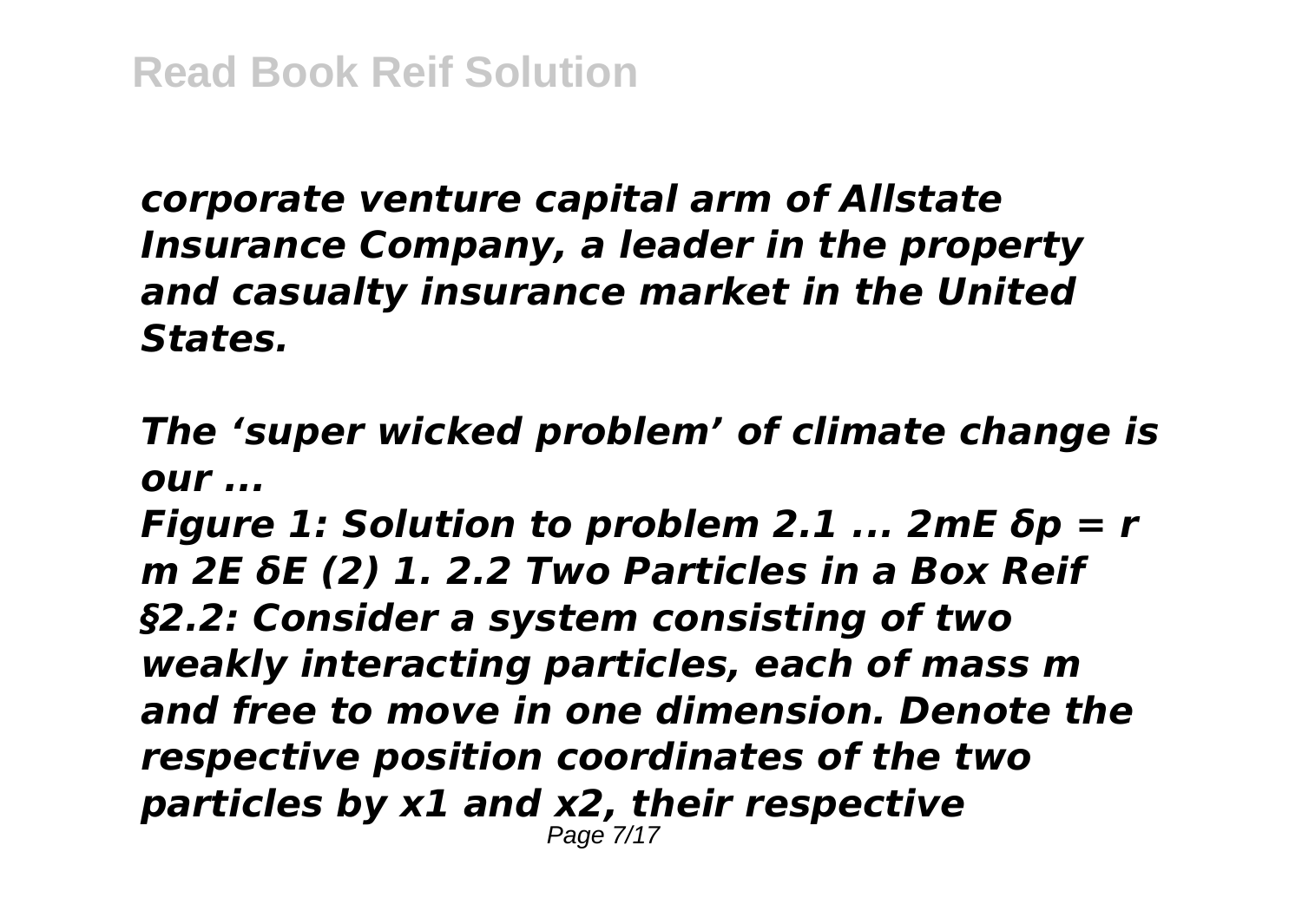*corporate venture capital arm of Allstate Insurance Company, a leader in the property and casualty insurance market in the United States.*

***The 'super wicked problem' of climate change is our ...***

*Figure 1: Solution to problem 2.1 ... 2mE δp = r m 2E δE (2) 1. 2.2 Two Particles in a Box Reif §2.2: Consider a system consisting of two weakly interacting particles, each of mass m and free to move in one dimension. Denote the respective position coordinates of the two particles by $x_1$ and $x_2$, their respective*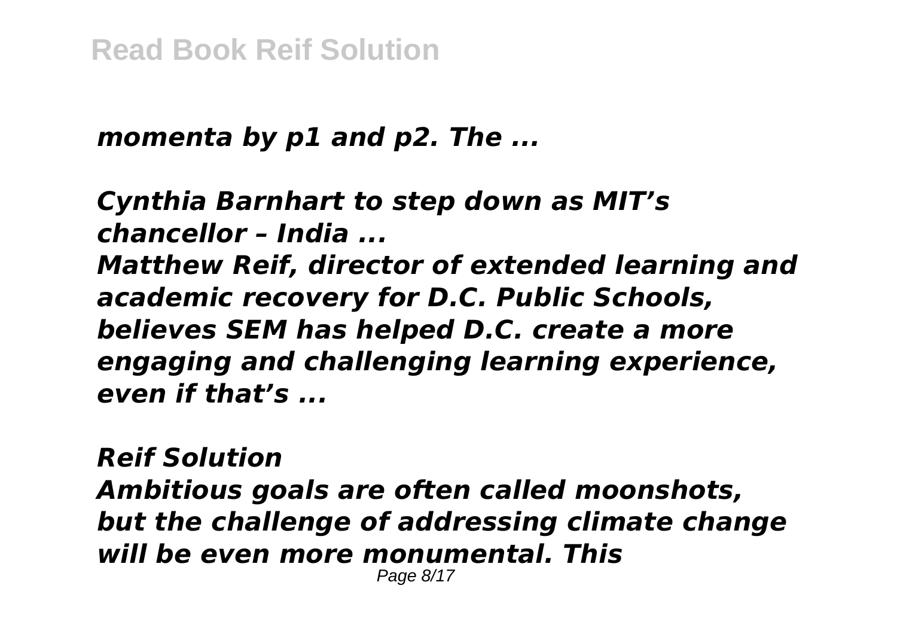*momenta by p1 and p2. The ...*

*Cynthia Barnhart to step down as MIT's chancellor – India ...*
*Matthew Reif, director of extended learning and academic recovery for D.C. Public Schools, believes SEM has helped D.C. create a more engaging and challenging learning experience, even if that's ...*

***Reif Solution***
*Ambitious goals are often called moonshots, but the challenge of addressing climate change will be even more monumental. This*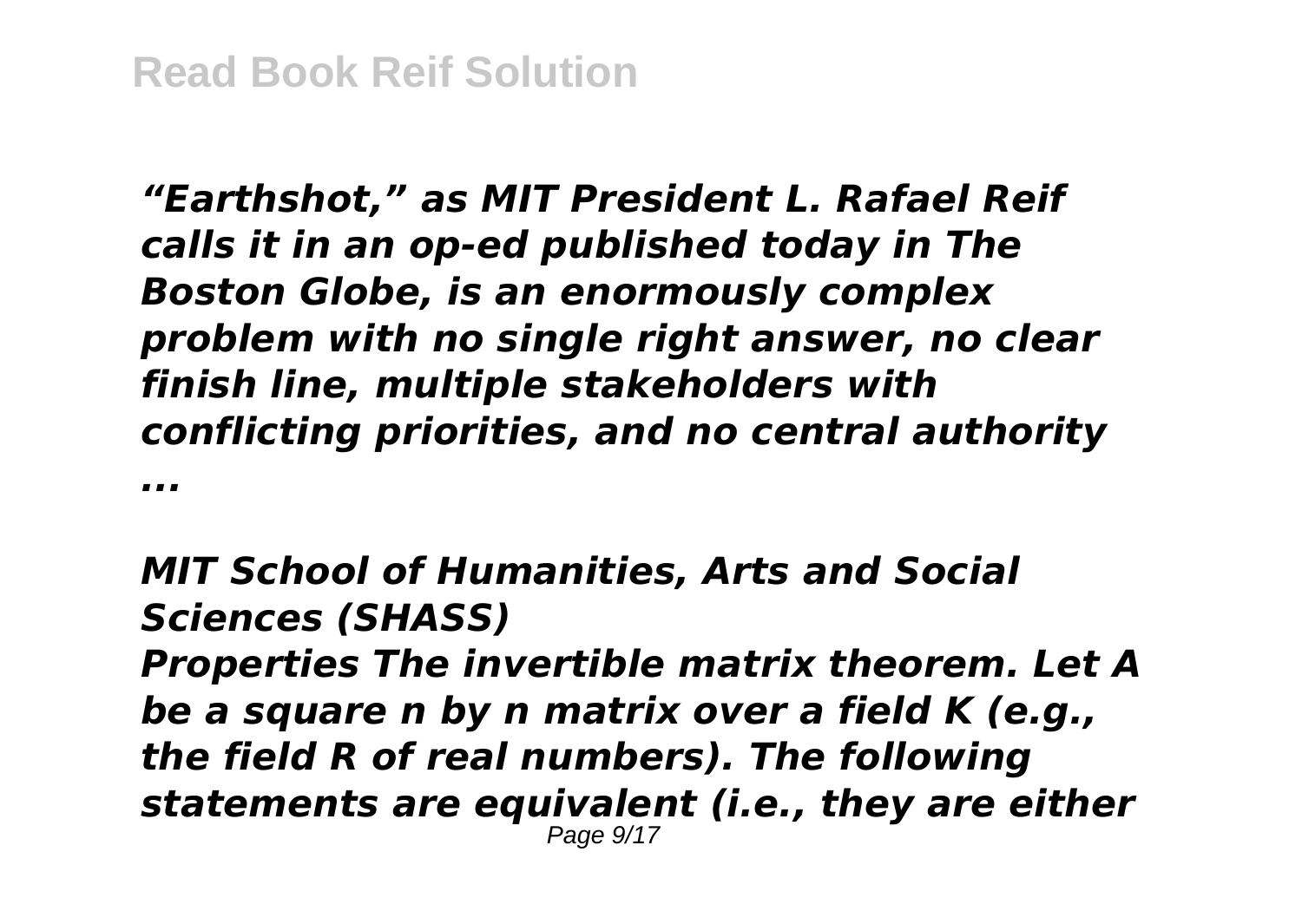*“Earthshot,” as MIT President L. Rafael Reif calls it in an op-ed published today in The Boston Globe, is an enormously complex problem with no single right answer, no clear finish line, multiple stakeholders with conflicting priorities, and no central authority ...*

***MIT School of Humanities, Arts and Social Sciences (SHASS)***

*Properties The invertible matrix theorem. Let A be a square n by n matrix over a field K (e.g., the field R of real numbers). The following statements are equivalent (i.e., they are either*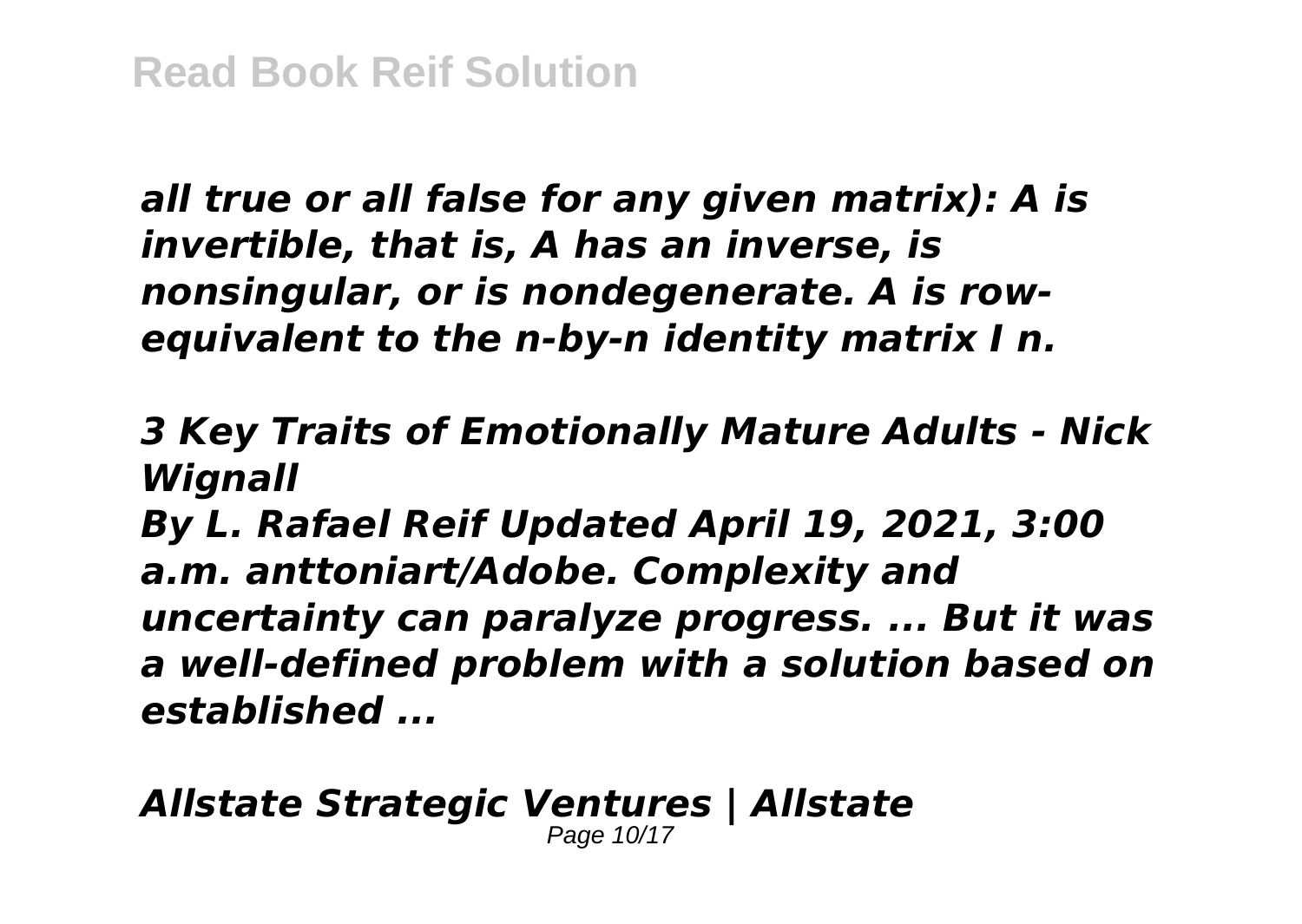*all true or all false for any given matrix): A is invertible, that is, A has an inverse, is nonsingular, or is nondegenerate. A is row-equivalent to the n-by-n identity matrix I n.*

***3 Key Traits of Emotionally Mature Adults - Nick Wignall***

***By L. Rafael Reif Updated April 19, 2021, 3:00 a.m. anttoniart/Adobe. Complexity and uncertainty can paralyze progress. ... But it was a well-defined problem with a solution based on established ...***

***Allstate Strategic Ventures | Allstate***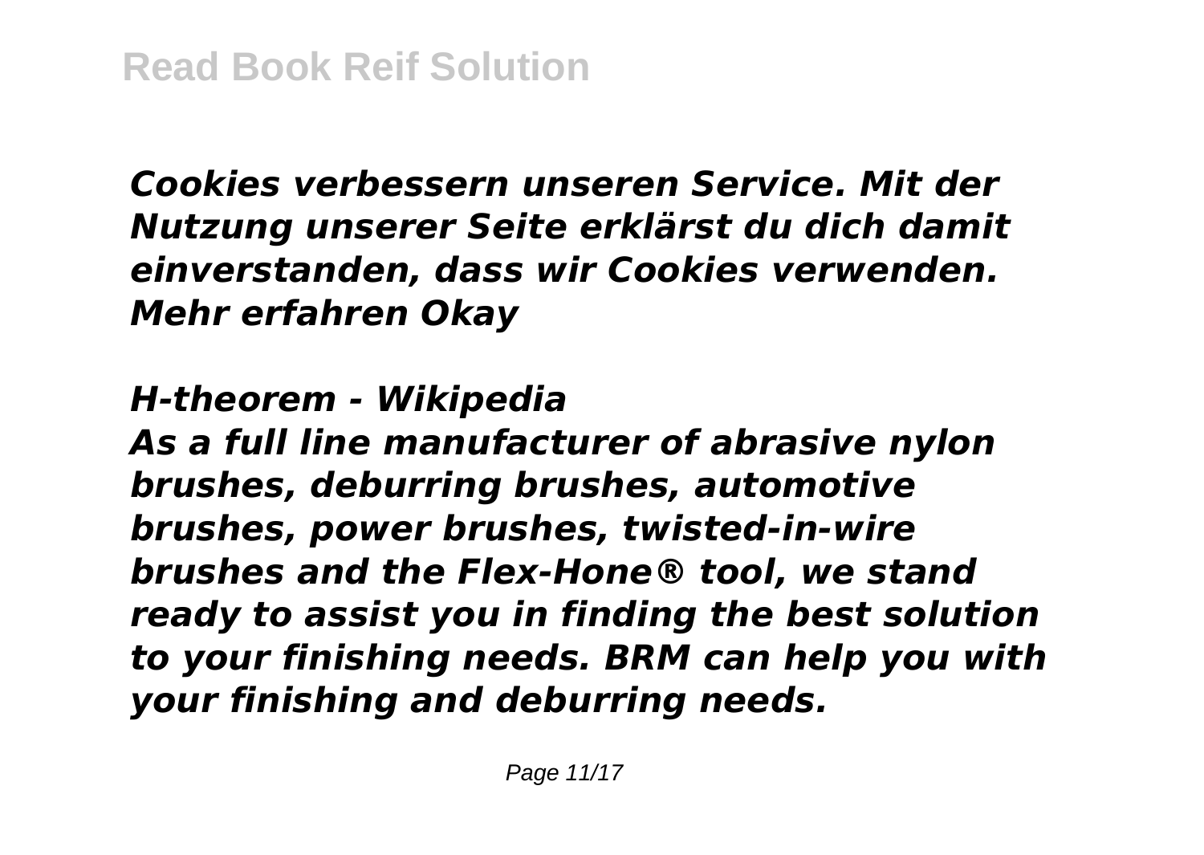*Cookies verbessern unseren Service. Mit der Nutzung unserer Seite erklärst du dich damit einverstanden, dass wir Cookies verwenden. Mehr erfahren Okay*

*H-theorem - Wikipedia*

*As a full line manufacturer of abrasive nylon brushes, deburring brushes, automotive brushes, power brushes, twisted-in-wire brushes and the Flex-Hone® tool, we stand ready to assist you in finding the best solution to your finishing needs. BRM can help you with your finishing and deburring needs.*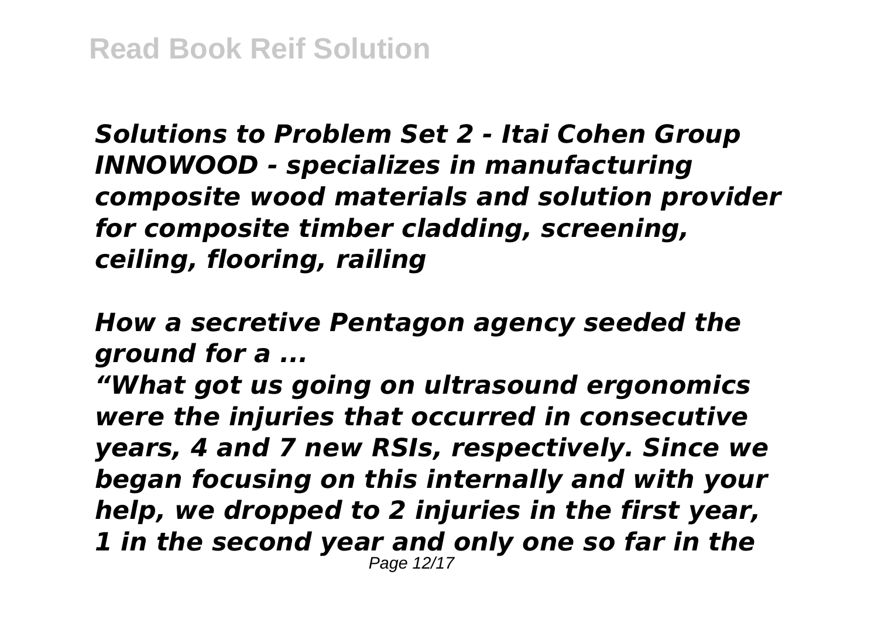*Solutions to Problem Set 2 - Itai Cohen Group*
*INNOWOOD - specializes in manufacturing composite wood materials and solution provider for composite timber cladding, screening, ceiling, flooring, railing*

*How a secretive Pentagon agency seeded the ground for a ...*

*“What got us going on ultrasound ergonomics were the injuries that occurred in consecutive years, 4 and 7 new RSIs, respectively. Since we began focusing on this internally and with your help, we dropped to 2 injuries in the first year, 1 in the second year and only one so far in the*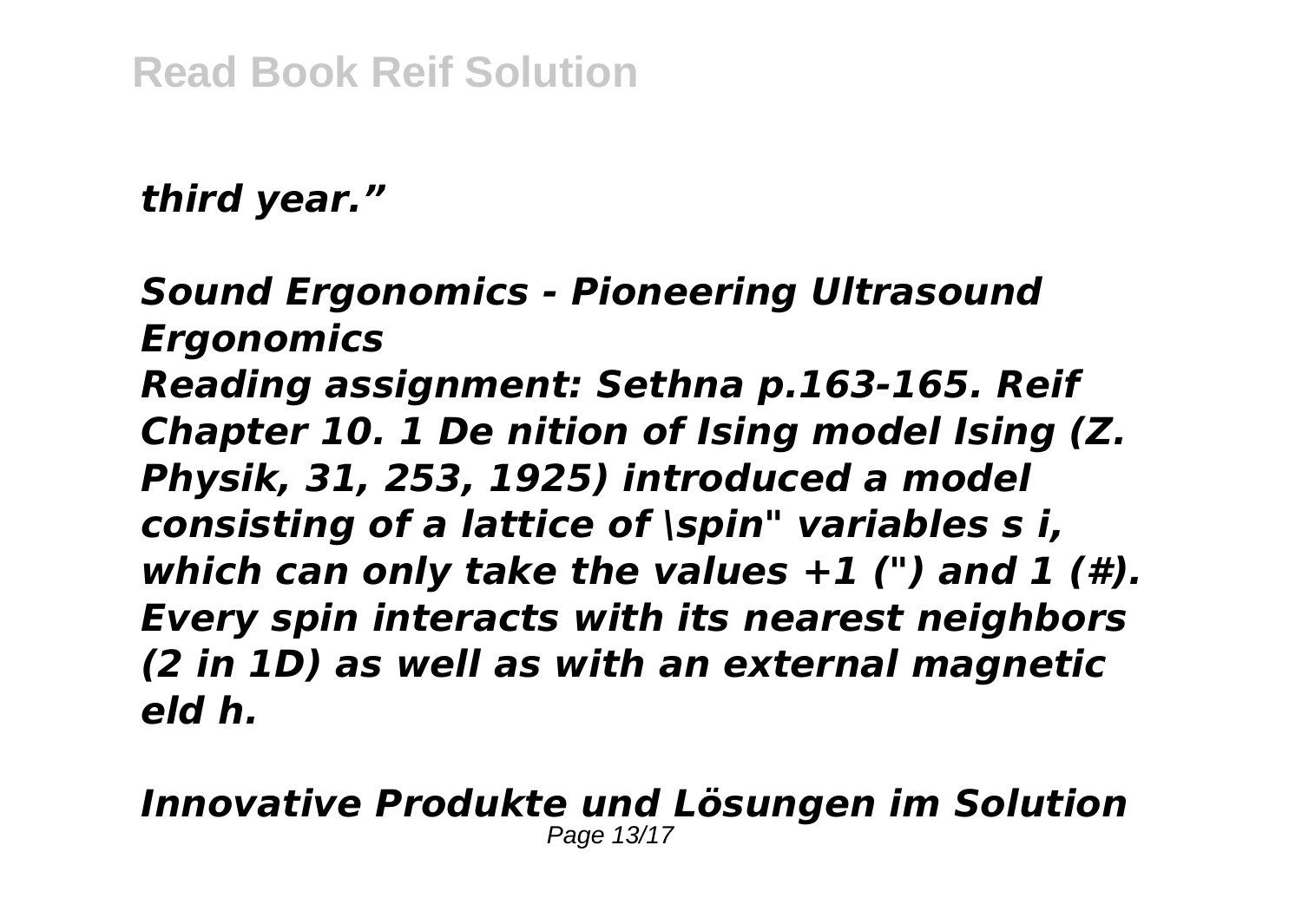*third year."*

***Sound Ergonomics - Pioneering Ultrasound Ergonomics***

***Reading assignment: Sethna p.163-165. Reif Chapter 10. 1 De nition of Ising model Ising (Z. Physik, 31, 253, 1925) introduced a model consisting of a lattice of \spin" variables s i, which can only take the values +1 (") and 1 (#). Every spin interacts with its nearest neighbors (2 in 1D) as well as with an external magnetic eld h.***

***Innovative Produkte und Lösungen im Solution***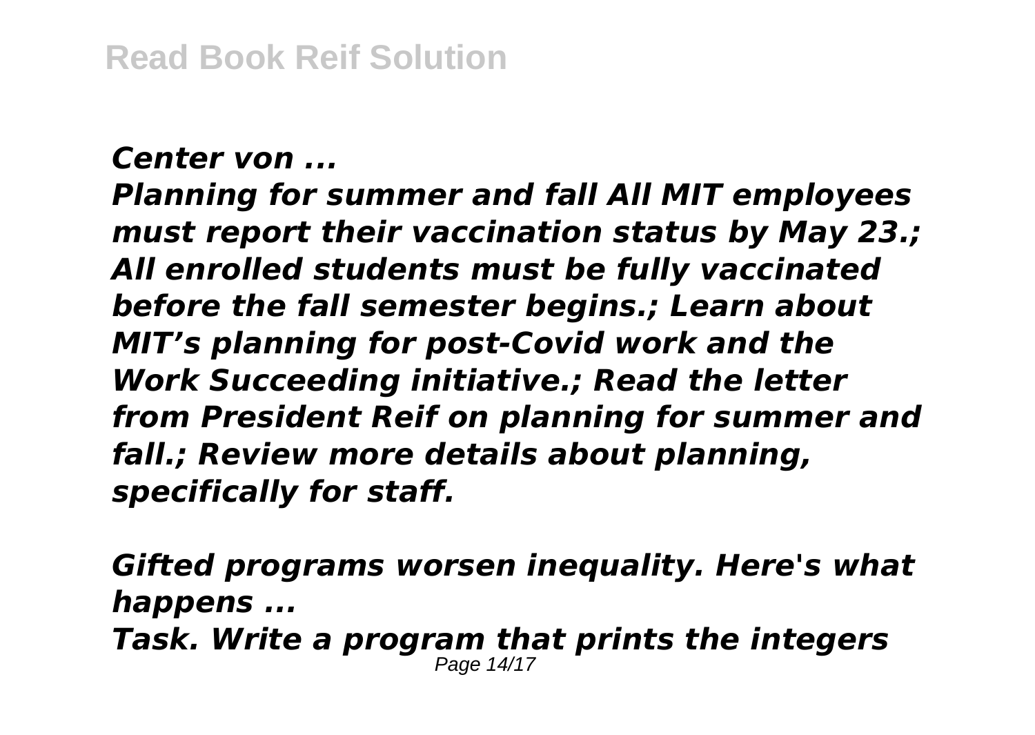***Center von ...***

***Planning for summer and fall All MIT employees must report their vaccination status by May 23.; All enrolled students must be fully vaccinated before the fall semester begins.; Learn about MIT's planning for post-Covid work and the Work Succeeding initiative.; Read the letter from President Reif on planning for summer and fall.; Review more details about planning, specifically for staff.***

***Gifted programs worsen inequality. Here's what happens ...***

***Task. Write a program that prints the integers***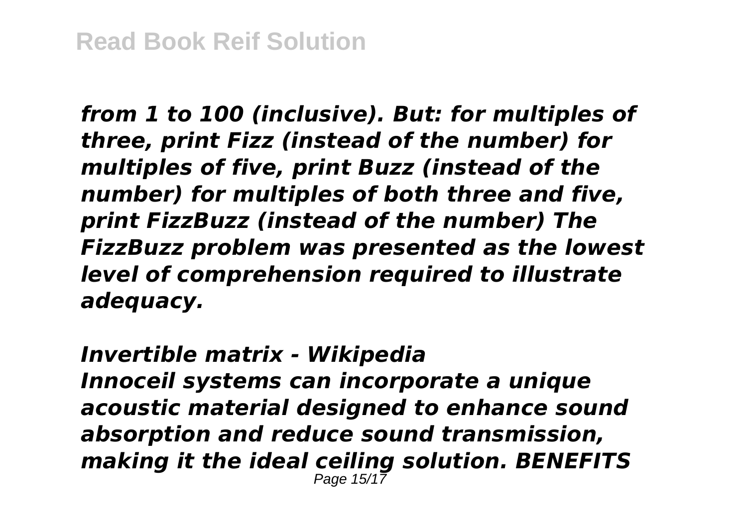*from 1 to 100 (inclusive). But: for multiples of three, print Fizz (instead of the number) for multiples of five, print Buzz (instead of the number) for multiples of both three and five, print FizzBuzz (instead of the number) The FizzBuzz problem was presented as the lowest level of comprehension required to illustrate adequacy.*

***Invertible matrix - Wikipedia***

***Innoceil systems can incorporate a unique acoustic material designed to enhance sound absorption and reduce sound transmission, making it the ideal ceiling solution. BENEFITS***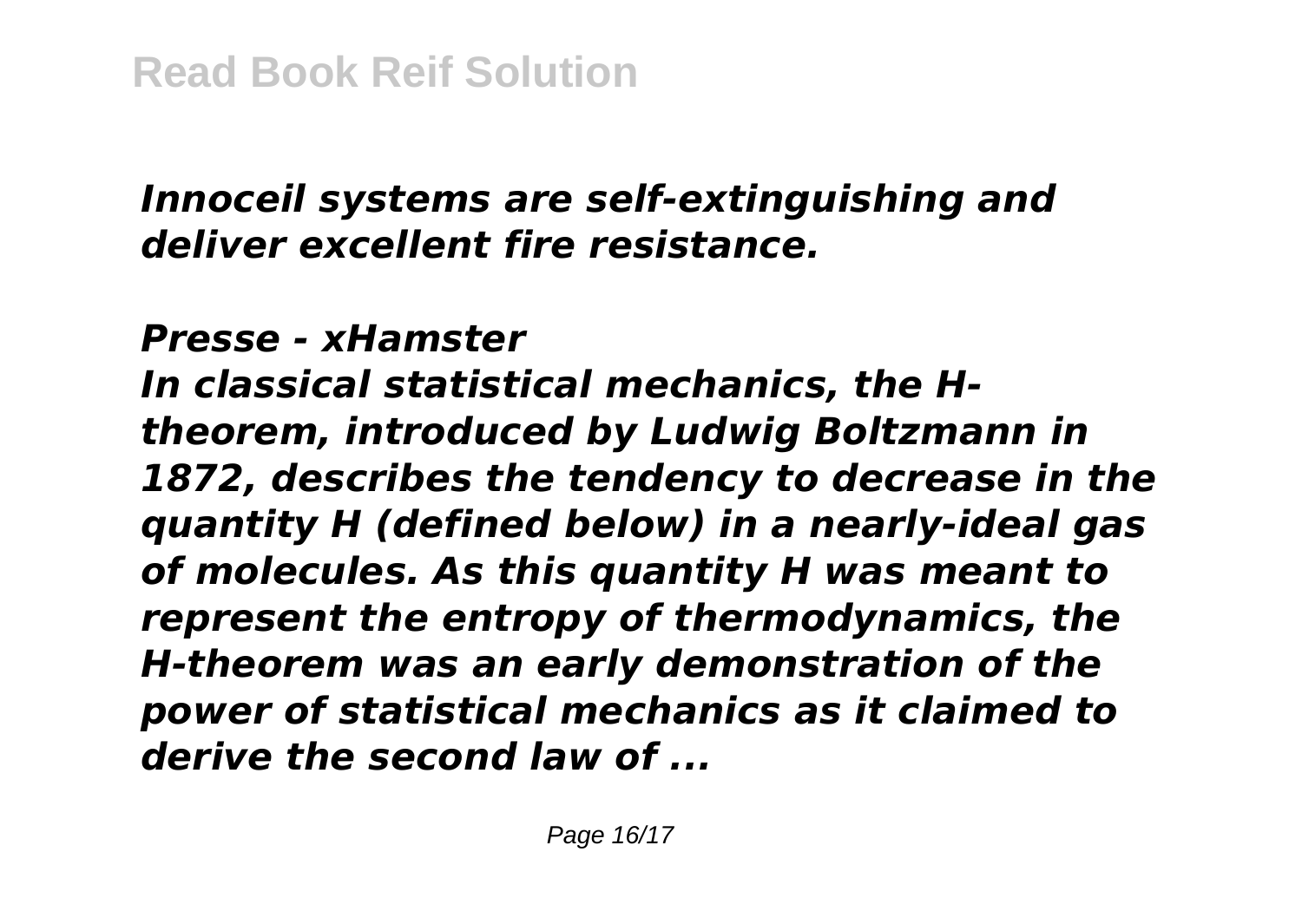*Innoceil systems are self-extinguishing and deliver excellent fire resistance.*

***Presse - xHamster***

***In classical statistical mechanics, the H-theorem, introduced by Ludwig Boltzmann in 1872, describes the tendency to decrease in the quantity H (defined below) in a nearly-ideal gas of molecules. As this quantity H was meant to represent the entropy of thermodynamics, the H-theorem was an early demonstration of the power of statistical mechanics as it claimed to derive the second law of ...***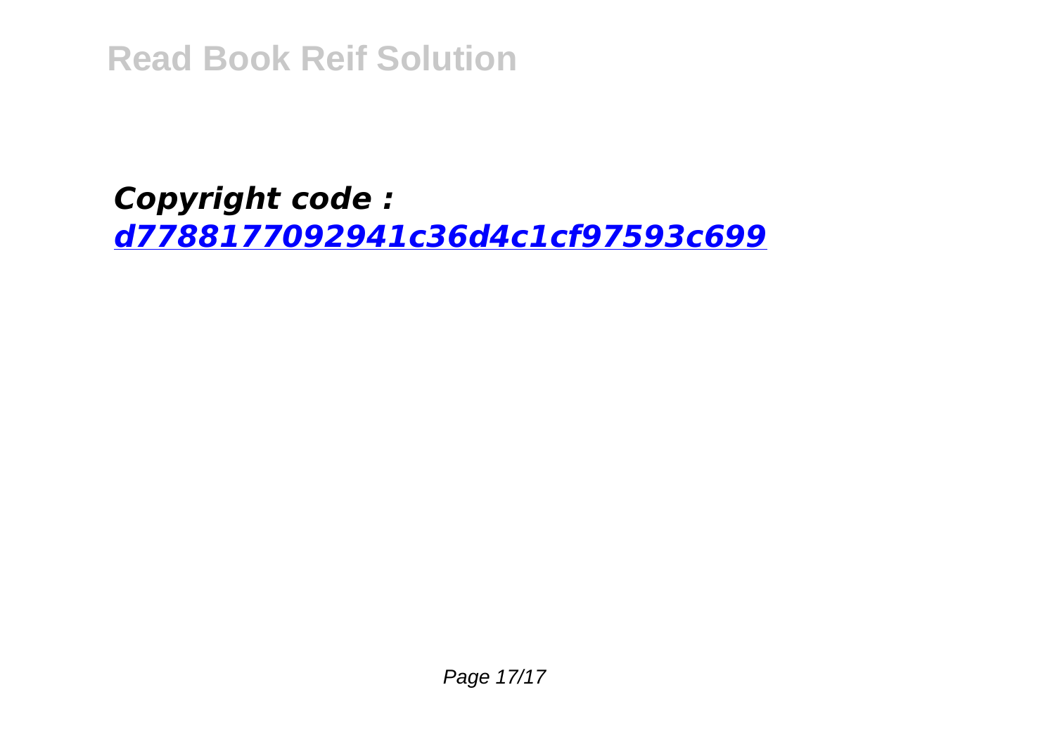***Copyright code : [d7788177092941c36d4c1cf97593c699](d7788177092941c36d4c1cf97593c699)***